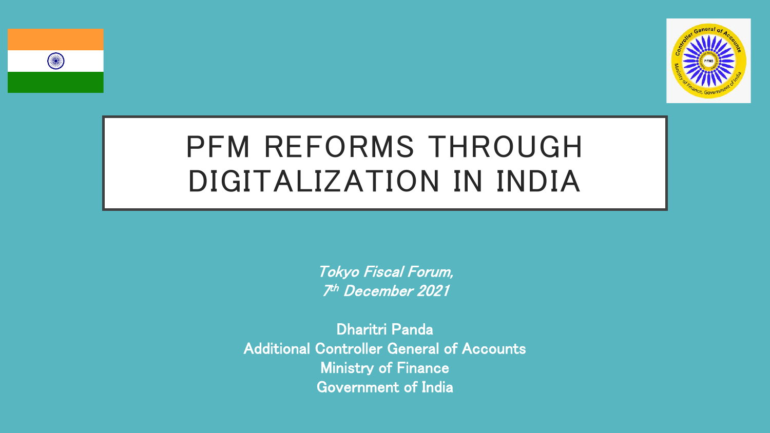# PFM REFORMS THROUGH DIGITALIZATION IN INDIA

*Tokyo Fiscal Forum,*
*7th December 2021*

Dharitri Panda
Additional Controller General of Accounts
Ministry of Finance
Government of India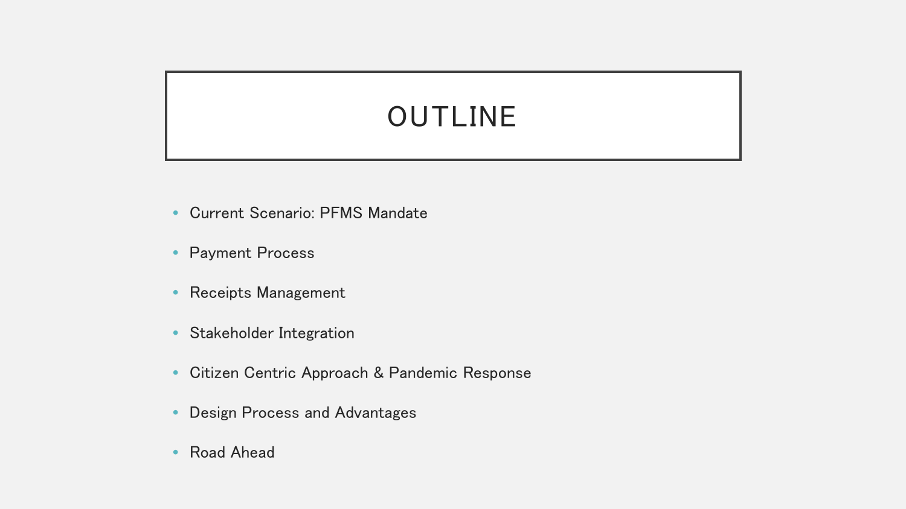# OUTLINE

- Current Scenario: PFMS Mandate
- Payment Process
- Receipts Management
- Stakeholder Integration
- Citizen Centric Approach & Pandemic Response
- Design Process and Advantages
- Road Ahead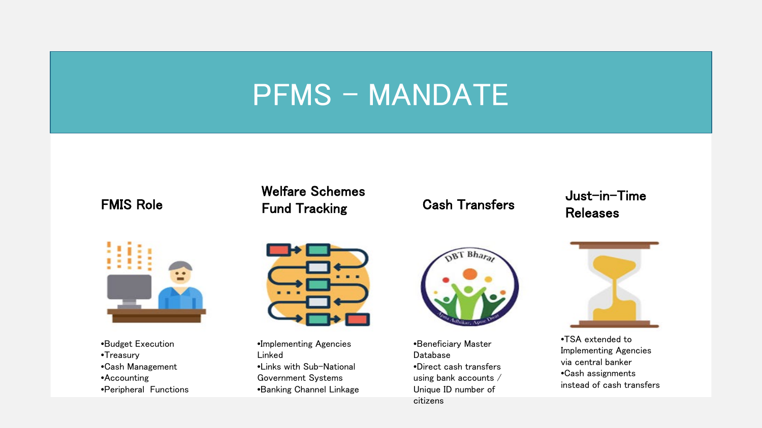# PFMS - MANDATE

### FMIS Role

- Budget Execution
- Treasury
- Cash Management
- Accounting
- Peripheral Functions

### Welfare Schemes Fund Tracking

- Implementing Agencies Linked
- Links with Sub-National Government Systems
- Banking Channel Linkage

### Cash Transfers

- Beneficiary Master Database
- Direct cash transfers using bank accounts / Unique ID number of citizens

### Just-in-Time Releases

- TSA extended to Implementing Agencies via central banker
- Cash assignments instead of cash transfers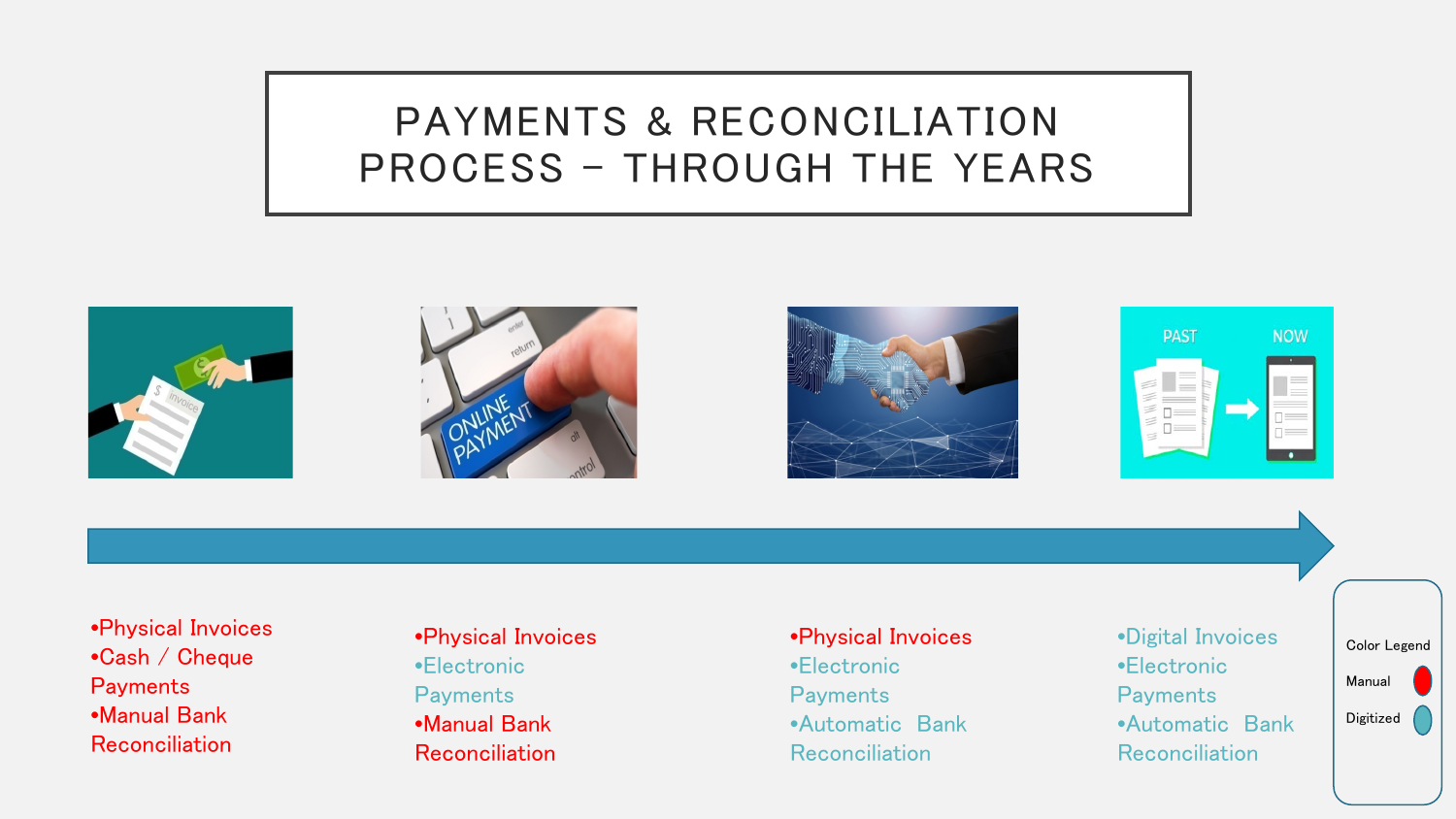# PAYMENTS & RECONCILIATION PROCESS – THROUGH THE YEARS

- Physical Invoices
- Cash / Cheque Payments
- Manual Bank Reconciliation

- Physical Invoices
- Electronic Payments
- Manual Bank Reconciliation

- Physical Invoices
- Electronic Payments
- Automatic Bank Reconciliation

- Digital Invoices
- Electronic Payments
- Automatic Bank Reconciliation

Color Legend

Manual

Digitized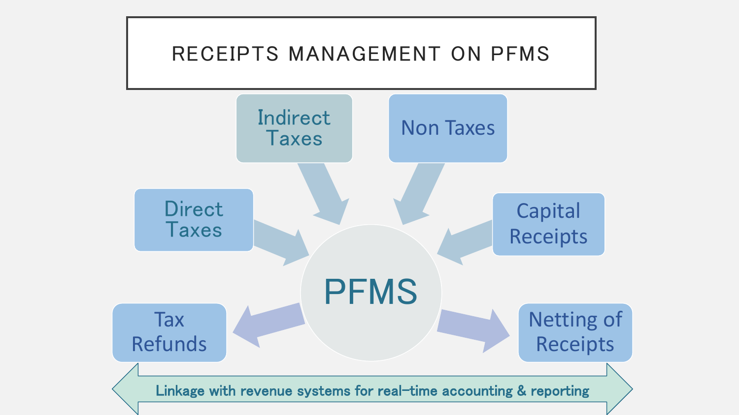# RECEIPTS MANAGEMENT ON PFMS

Indirect Taxes

Non Taxes

Direct Taxes

Capital Receipts

PFMS

Tax Refunds

Netting of Receipts

Linkage with revenue systems for real-time accounting & reporting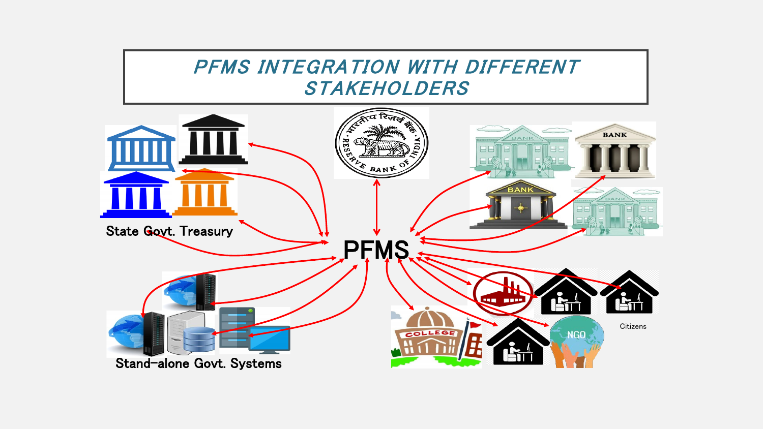# PFMS INTEGRATION WITH DIFFERENT STAKEHOLDERS

PFMS

State Govt. Treasury

Stand-alone Govt. Systems

Citizens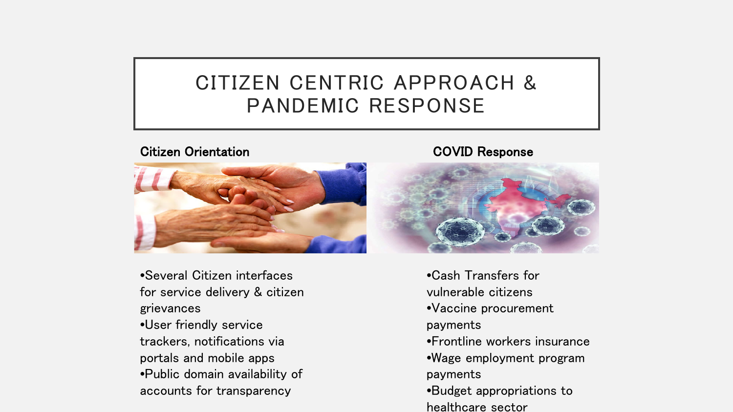# CITIZEN CENTRIC APPROACH & PANDEMIC RESPONSE

**Citizen Orientation**

- Several Citizen interfaces for service delivery & citizen grievances
- User friendly service trackers, notifications via portals and mobile apps
- Public domain availability of accounts for transparency

**COVID Response**

- Cash Transfers for vulnerable citizens
- Vaccine procurement payments
- Frontline workers insurance
- Wage employment program payments
- Budget appropriations to healthcare sector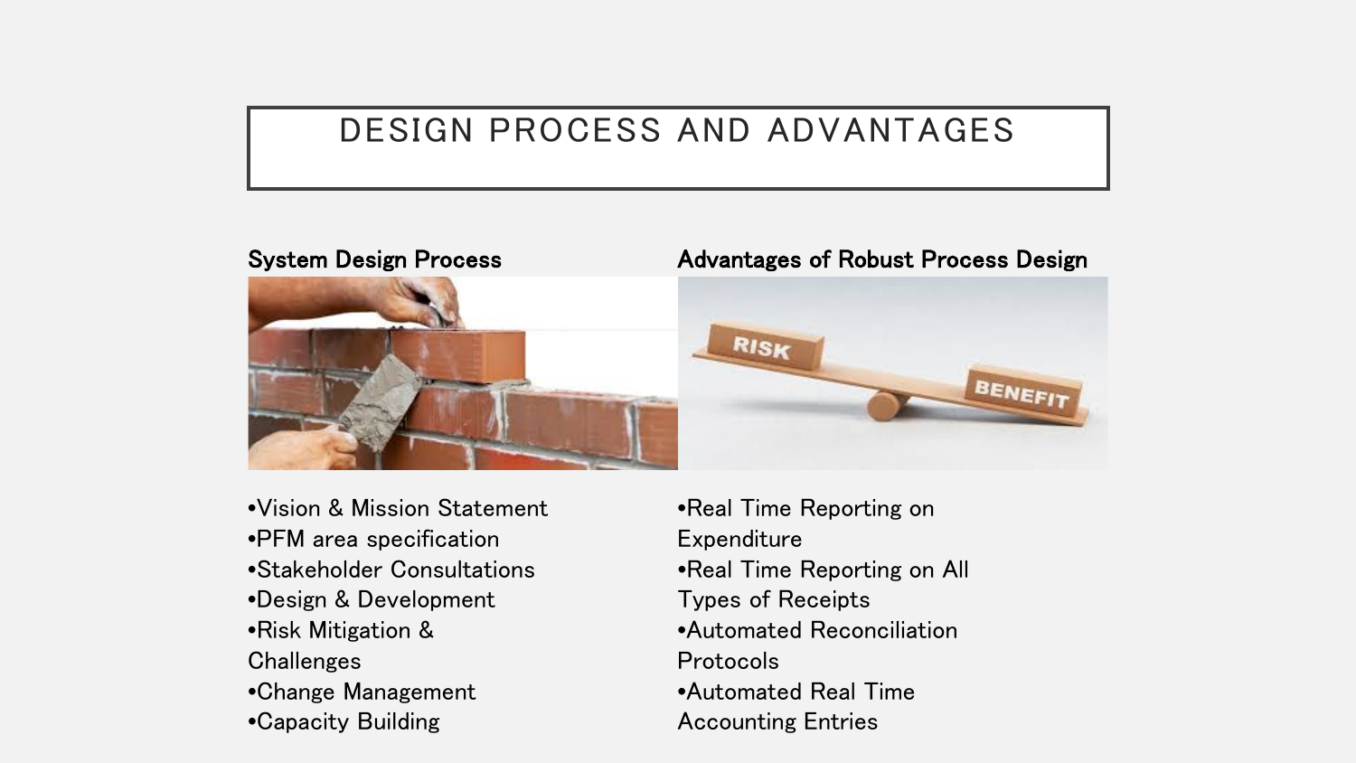# DESIGN PROCESS AND ADVANTAGES

**System Design Process**

- Vision & Mission Statement
- PFM area specification
- Stakeholder Consultations
- Design & Development
- Risk Mitigation & Challenges
- Change Management
- Capacity Building

**Advantages of Robust Process Design**

- Real Time Reporting on Expenditure
- Real Time Reporting on All Types of Receipts
- Automated Reconciliation Protocols
- Automated Real Time Accounting Entries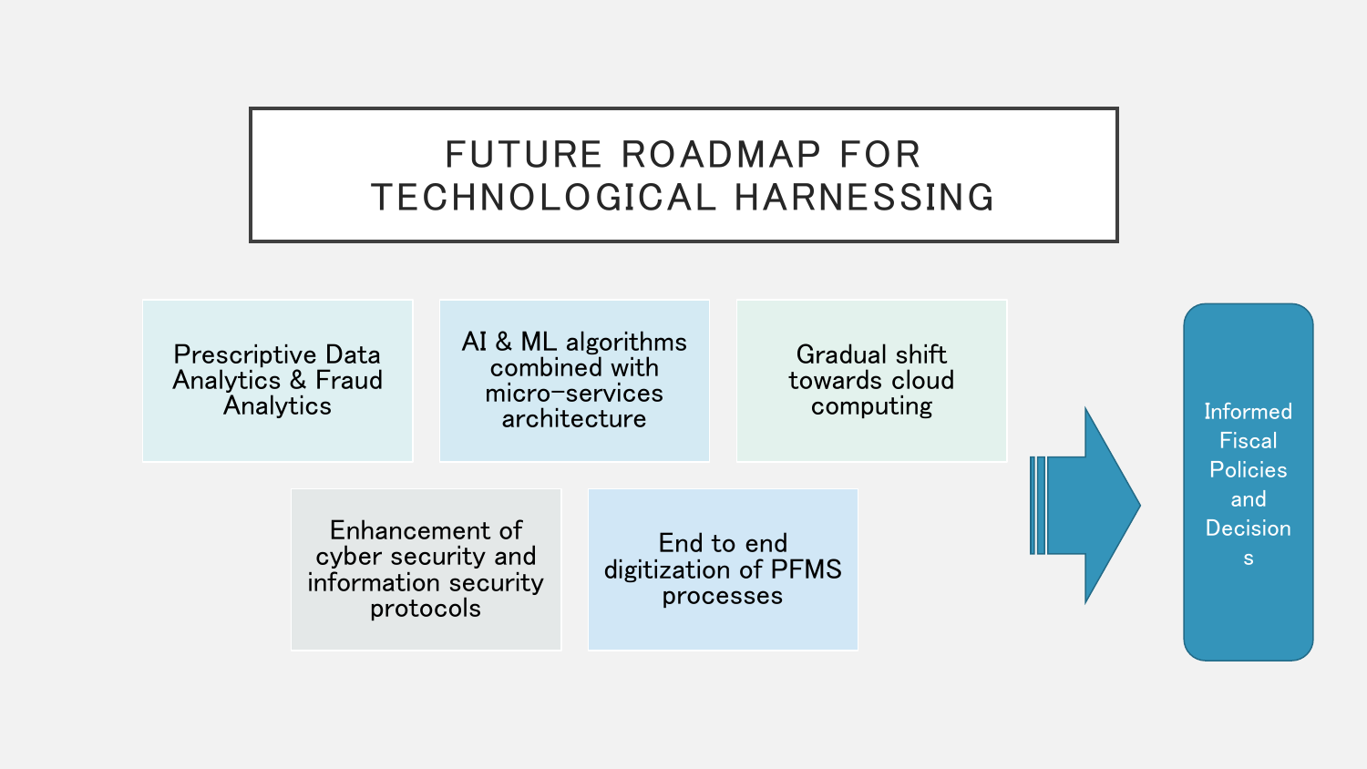# FUTURE ROADMAP FOR TECHNOLOGICAL HARNESSING

- Prescriptive Data Analytics & Fraud Analytics
- AI & ML algorithms combined with micro-services architecture
- Gradual shift towards cloud computing
- Enhancement of cyber security and information security protocols
- End to end digitization of PFMS processes

Informed Fiscal Policies and Decisions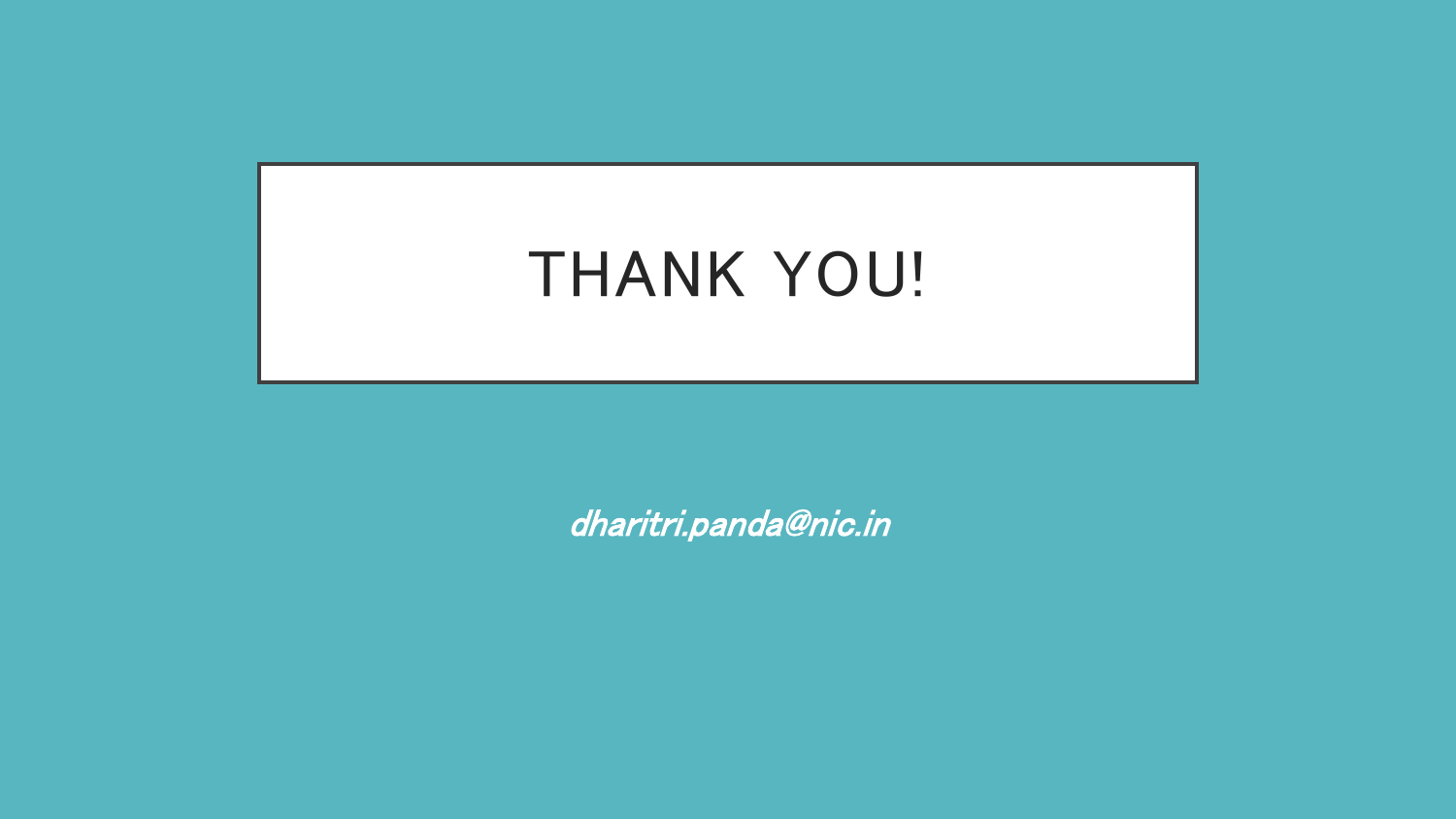# THANK YOU!

***dharitri.panda@nic.in***